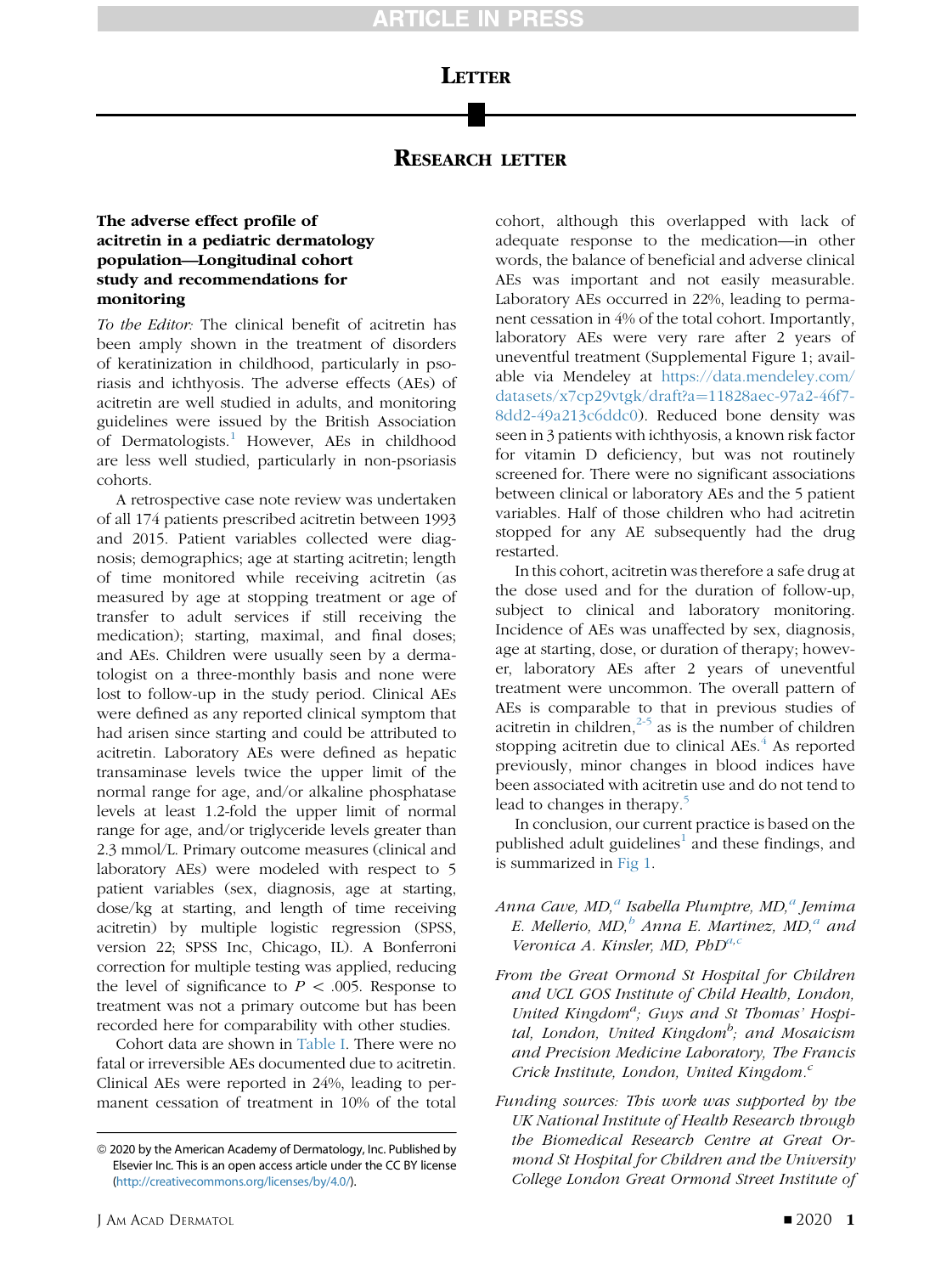# LETTER

## RESEARCH LETTER

### The adverse effect profile of acitretin in a pediatric dermatology population—Longitudinal cohort study and recommendations for monitoring

*To the Editor:* The clinical benefit of acitretin has been amply shown in the treatment of disorders of keratinization in childhood, particularly in psoriasis and ichthyosis. The adverse effects (AEs) of acitretin are well studied in adults, and monitoring guidelines were issued by the British Association of Dermatologists.[1] However, AEs in childhood are less well studied, particularly in non-psoriasis cohorts.

A retrospective case note review was undertaken of all 174 patients prescribed acitretin between 1993 and 2015. Patient variables collected were diagnosis; demographics; age at starting acitretin; length of time monitored while receiving acitretin (as measured by age at stopping treatment or age of transfer to adult services if still receiving the medication); starting, maximal, and final doses; and AEs. Children were usually seen by a dermatologist on a three-monthly basis and none were lost to follow-up in the study period. Clinical AEs were defined as any reported clinical symptom that had arisen since starting and could be attributed to acitretin. Laboratory AEs were defined as hepatic transaminase levels twice the upper limit of the normal range for age, and/or alkaline phosphatase levels at least 1.2-fold the upper limit of normal range for age, and/or triglyceride levels greater than 2.3 mmol/L. Primary outcome measures (clinical and laboratory AEs) were modeled with respect to 5 patient variables (sex, diagnosis, age at starting, dose/kg at starting, and length of time receiving acitretin) by multiple logistic regression (SPSS, version 22; SPSS Inc, Chicago, IL). A Bonferroni correction for multiple testing was applied, reducing the level of significance to $P < .005$. Response to treatment was not a primary outcome but has been recorded here for comparability with other studies.

Cohort data are shown in Table I. There were no fatal or irreversible AEs documented due to acitretin. Clinical AEs were reported in 24%, leading to permanent cessation of treatment in 10% of the total cohort, although this overlapped with lack of adequate response to the medication—in other words, the balance of beneficial and adverse clinical AEs was important and not easily measurable. Laboratory AEs occurred in 22%, leading to permanent cessation in 4% of the total cohort. Importantly, laboratory AEs were very rare after 2 years of uneventful treatment (Supplemental Figure 1; available via Mendeley at https://data.mendeley.com/datasets/x7cp29vtgk/draft?a=11828aec-97a2-46f7-8dd2-49a213c6ddc0). Reduced bone density was seen in 3 patients with ichthyosis, a known risk factor for vitamin D deficiency, but was not routinely screened for. There were no significant associations between clinical or laboratory AEs and the 5 patient variables. Half of those children who had acitretin stopped for any AE subsequently had the drug restarted.

In this cohort, acitretin was therefore a safe drug at the dose used and for the duration of follow-up, subject to clinical and laboratory monitoring. Incidence of AEs was unaffected by sex, diagnosis, age at starting, dose, or duration of therapy; however, laboratory AEs after 2 years of uneventful treatment were uncommon. The overall pattern of AEs is comparable to that in previous studies of acitretin in children,[2-5] as is the number of children stopping acitretin due to clinical AEs.[4] As reported previously, minor changes in blood indices have been associated with acitretin use and do not tend to lead to changes in therapy.[5]

In conclusion, our current practice is based on the published adult guidelines[1] and these findings, and is summarized in Fig 1.

*Anna Cave, MD,[a] Isabella Plumptre, MD,[a] Jemima E. Mellerio, MD,[b] Anna E. Martinez, MD,[a] and Veronica A. Kinsler, MD, PhD[a,c]*

*From the Great Ormond St Hospital for Children and UCL GOS Institute of Child Health, London, United Kingdom[a]; Guys and St Thomas' Hospital, London, United Kingdom[b]; and Mosaicism and Precision Medicine Laboratory, The Francis Crick Institute, London, United Kingdom.[c]*

*Funding sources: This work was supported by the UK National Institute of Health Research through the Biomedical Research Centre at Great Ormond St Hospital for Children and the University College London Great Ormond Street Institute of*

© 2020 by the American Academy of Dermatology, Inc. Published by Elsevier Inc. This is an open access article under the CC BY license (http://creativecommons.org/licenses/by/4.0/).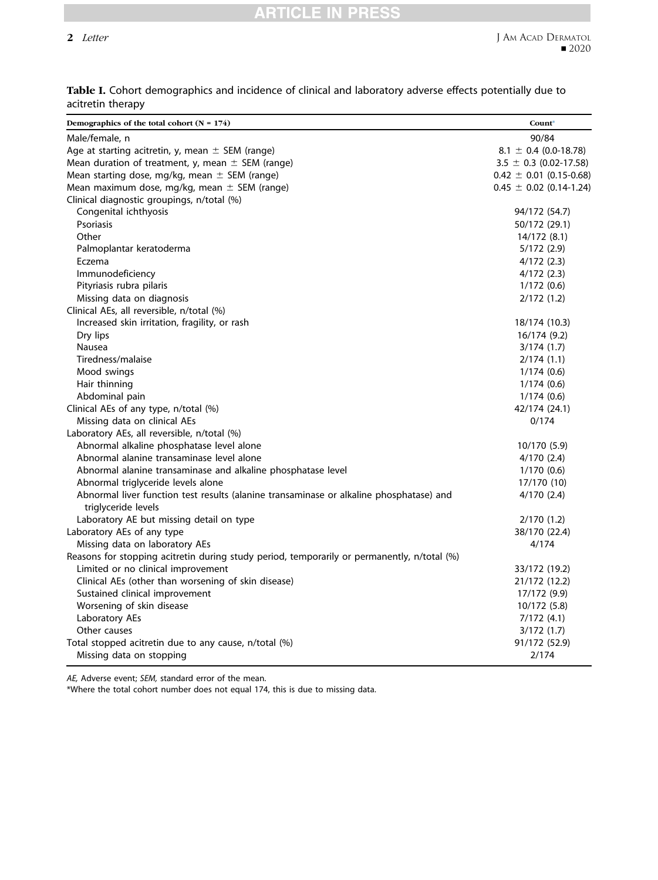**Table I.** Cohort demographics and incidence of clinical and laboratory adverse effects potentially due to acitretin therapy

| Demographics of the total cohort (N = 174) | Count* |
| --- | --- |
| Male/female, n | 90/84 |
| Age at starting acitretin, y, mean ± SEM (range) | 8.1 ± 0.4 (0.0-18.78) |
| Mean duration of treatment, y, mean ± SEM (range) | 3.5 ± 0.3 (0.02-17.58) |
| Mean starting dose, mg/kg, mean ± SEM (range) | 0.42 ± 0.01 (0.15-0.68) |
| Mean maximum dose, mg/kg, mean ± SEM (range) | 0.45 ± 0.02 (0.14-1.24) |
| Clinical diagnostic groupings, n/total (%) | |
| Congenital ichthyosis | 94/172 (54.7) |
| Psoriasis | 50/172 (29.1) |
| Other | 14/172 (8.1) |
| Palmoplantar keratoderma | 5/172 (2.9) |
| Eczema | 4/172 (2.3) |
| Immunodeficiency | 4/172 (2.3) |
| Pityriasis rubra pilaris | 1/172 (0.6) |
| Missing data on diagnosis | 2/172 (1.2) |
| Clinical AEs, all reversible, n/total (%) | |
| Increased skin irritation, fragility, or rash | 18/174 (10.3) |
| Dry lips | 16/174 (9.2) |
| Nausea | 3/174 (1.7) |
| Tiredness/malaise | 2/174 (1.1) |
| Mood swings | 1/174 (0.6) |
| Hair thinning | 1/174 (0.6) |
| Abdominal pain | 1/174 (0.6) |
| Clinical AEs of any type, n/total (%) | 42/174 (24.1) |
| Missing data on clinical AEs | 0/174 |
| Laboratory AEs, all reversible, n/total (%) | |
| Abnormal alkaline phosphatase level alone | 10/170 (5.9) |
| Abnormal alanine transaminase level alone | 4/170 (2.4) |
| Abnormal alanine transaminase and alkaline phosphatase level | 1/170 (0.6) |
| Abnormal triglyceride levels alone | 17/170 (10) |
| Abnormal liver function test results (alanine transaminase or alkaline phosphatase) and triglyceride levels | 4/170 (2.4) |
| Laboratory AE but missing detail on type | 2/170 (1.2) |
| Laboratory AEs of any type | 38/170 (22.4) |
| Missing data on laboratory AEs | 4/174 |
| Reasons for stopping acitretin during study period, temporarily or permanently, n/total (%) | |
| Limited or no clinical improvement | 33/172 (19.2) |
| Clinical AEs (other than worsening of skin disease) | 21/172 (12.2) |
| Sustained clinical improvement | 17/172 (9.9) |
| Worsening of skin disease | 10/172 (5.8) |
| Laboratory AEs | 7/172 (4.1) |
| Other causes | 3/172 (1.7) |
| Total stopped acitretin due to any cause, n/total (%) | 91/172 (52.9) |
| Missing data on stopping | 2/174 |

*AE,* Adverse event; *SEM,* standard error of the mean.

*Where the total cohort number does not equal 174, this is due to missing data.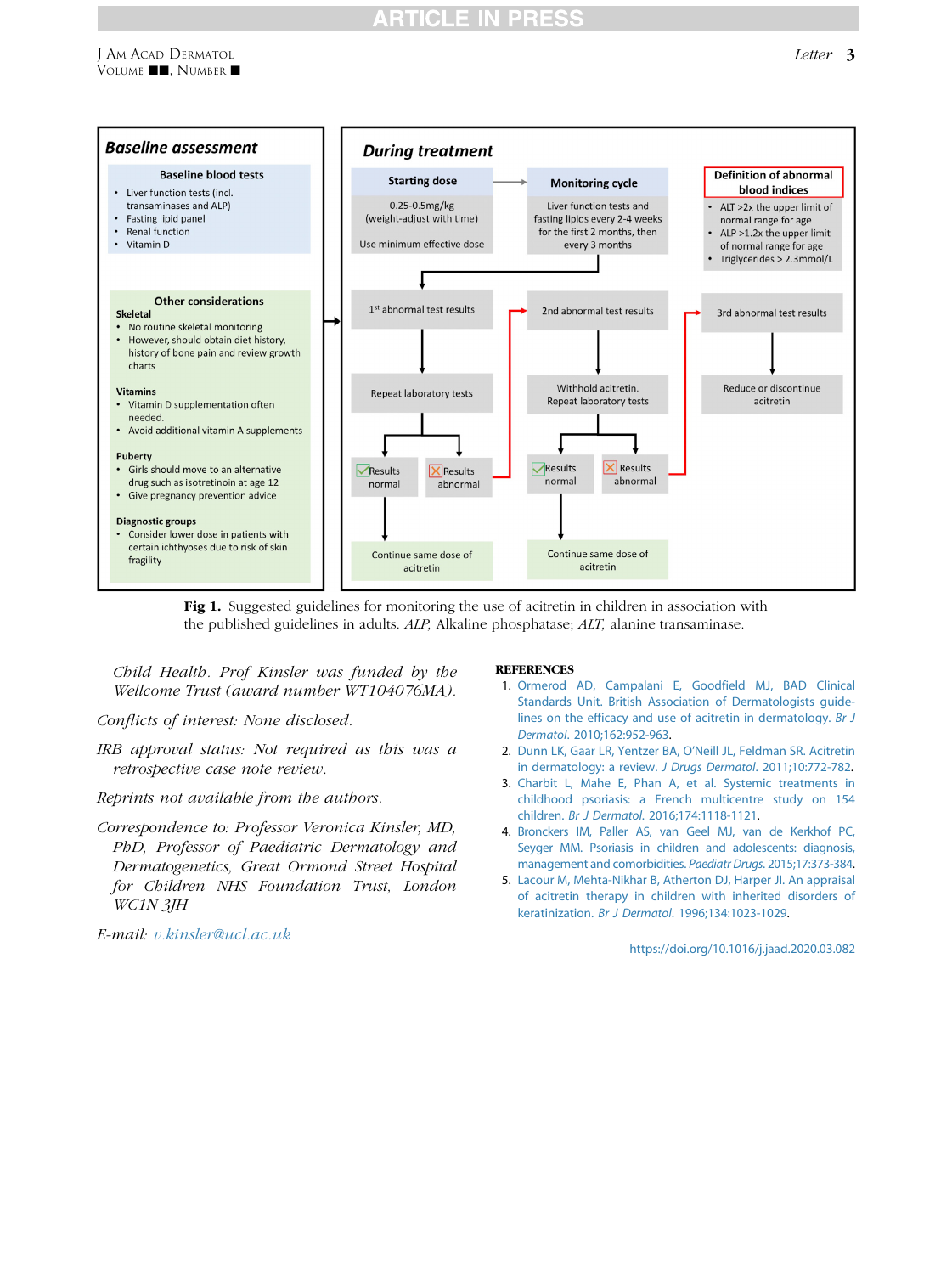**Baseline assessment**

Baseline blood tests
- Liver function tests (incl. transaminases and ALP)
- Fasting lipid panel
- Renal function
- Vitamin D

Other considerations

Skeletal
- No routine skeletal monitoring
- However, should obtain diet history, history of bone pain and review growth charts

Vitamins
- Vitamin D supplementation often needed.
- Avoid additional vitamin A supplements

Puberty
- Girls should move to an alternative drug such as isotretinoin at age 12
- Give pregnancy prevention advice

Diagnostic groups
- Consider lower dose in patients with certain ichthyoses due to risk of skin fragility

**During treatment**

Starting dose

0.25-0.5mg/kg (weight-adjust with time)

Use minimum effective dose

Monitoring cycle

Liver function tests and fasting lipids every 2-4 weeks for the first 2 months, then every 3 months

Definition of abnormal blood indices
- ALT >2x the upper limit of normal range for age
- ALP >1.2x the upper limit of normal range for age
- Triglycerides > 2.3mmol/L

1st abnormal test results

Repeat laboratory tests

Results normal

Results abnormal

Continue same dose of acitretin

2nd abnormal test results

Withhold acitretin. Repeat laboratory tests

Results normal

Results abnormal

Continue same dose of acitretin

3rd abnormal test results

Reduce or discontinue acitretin

**Fig 1.** Suggested guidelines for monitoring the use of acitretin in children in association with the published guidelines in adults. *ALP,* Alkaline phosphatase; *ALT,* alanine transaminase.

*Child Health. Prof Kinsler was funded by the Wellcome Trust (award number WT104076MA).*

*Conflicts of interest: None disclosed.*

*IRB approval status: Not required as this was a retrospective case note review.*

*Reprints not available from the authors.*

*Correspondence to: Professor Veronica Kinsler, MD, PhD, Professor of Paediatric Dermatology and Dermatogenetics, Great Ormond Street Hospital for Children NHS Foundation Trust, London WC1N 3JH*

*E-mail:* v.kinsler@ucl.ac.uk

**REFERENCES**

1. Ormerod AD, Campalani E, Goodfield MJ, BAD Clinical Standards Unit. British Association of Dermatologists guidelines on the efficacy and use of acitretin in dermatology. *Br J Dermatol.* 2010;162:952-963.
2. Dunn LK, Gaar LR, Yentzer BA, O'Neill JL, Feldman SR. Acitretin in dermatology: a review. *J Drugs Dermatol.* 2011;10:772-782.
3. Charbit L, Mahe E, Phan A, et al. Systemic treatments in childhood psoriasis: a French multicentre study on 154 children. *Br J Dermatol.* 2016;174:1118-1121.
4. Bronckers IM, Paller AS, van Geel MJ, van de Kerkhof PC, Seyger MM. Psoriasis in children and adolescents: diagnosis, management and comorbidities. *Paediatr Drugs.* 2015;17:373-384.
5. Lacour M, Mehta-Nikhar B, Atherton DJ, Harper JI. An appraisal of acitretin therapy in children with inherited disorders of keratinization. *Br J Dermatol.* 1996;134:1023-1029.

https://doi.org/10.1016/j.jaad.2020.03.082